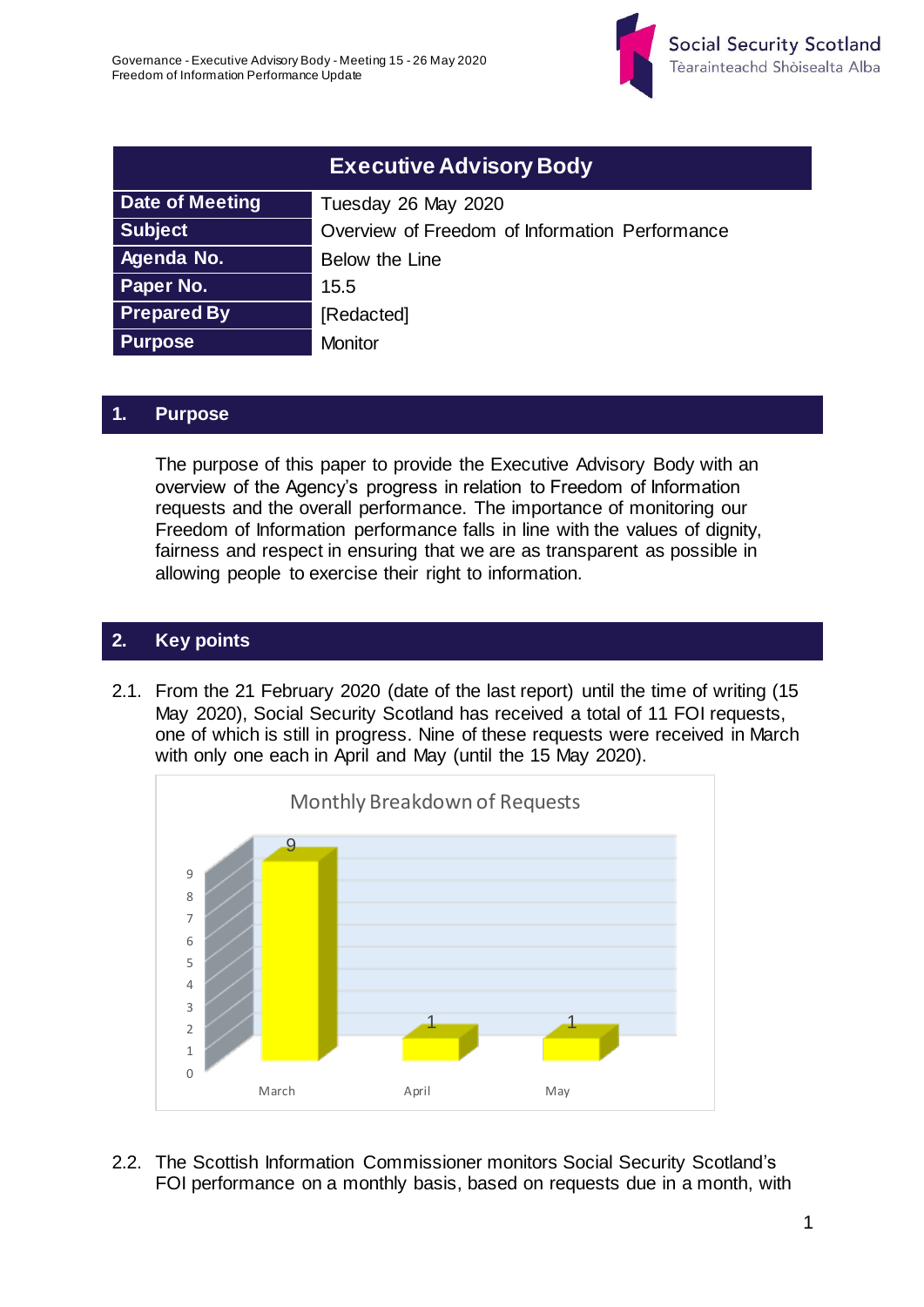# Executive Advisory Body

| | |
|---|---|
| **Date of Meeting** | Tuesday 26 May 2020 |
| **Subject** | Overview of Freedom of Information Performance |
| **Agenda No.** | Below the Line |
| **Paper No.** | 15.5 |
| **Prepared By** | [Redacted] |
| **Purpose** | Monitor |

## 1. Purpose

The purpose of this paper to provide the Executive Advisory Body with an overview of the Agency's progress in relation to Freedom of Information requests and the overall performance. The importance of monitoring our Freedom of Information performance falls in line with the values of dignity, fairness and respect in ensuring that we are as transparent as possible in allowing people to exercise their right to information.

## 2. Key points

2.1. From the 21 February 2020 (date of the last report) until the time of writing (15 May 2020), Social Security Scotland has received a total of 11 FOI requests, one of which is still in progress. Nine of these requests were received in March with only one each in April and May (until the 15 May 2020).

Monthly Breakdown of Requests

9

1

1

0
1
2
3
4
5
6
7
8
9

March
April
May

2.2. The Scottish Information Commissioner monitors Social Security Scotland's FOI performance on a monthly basis, based on requests due in a month, with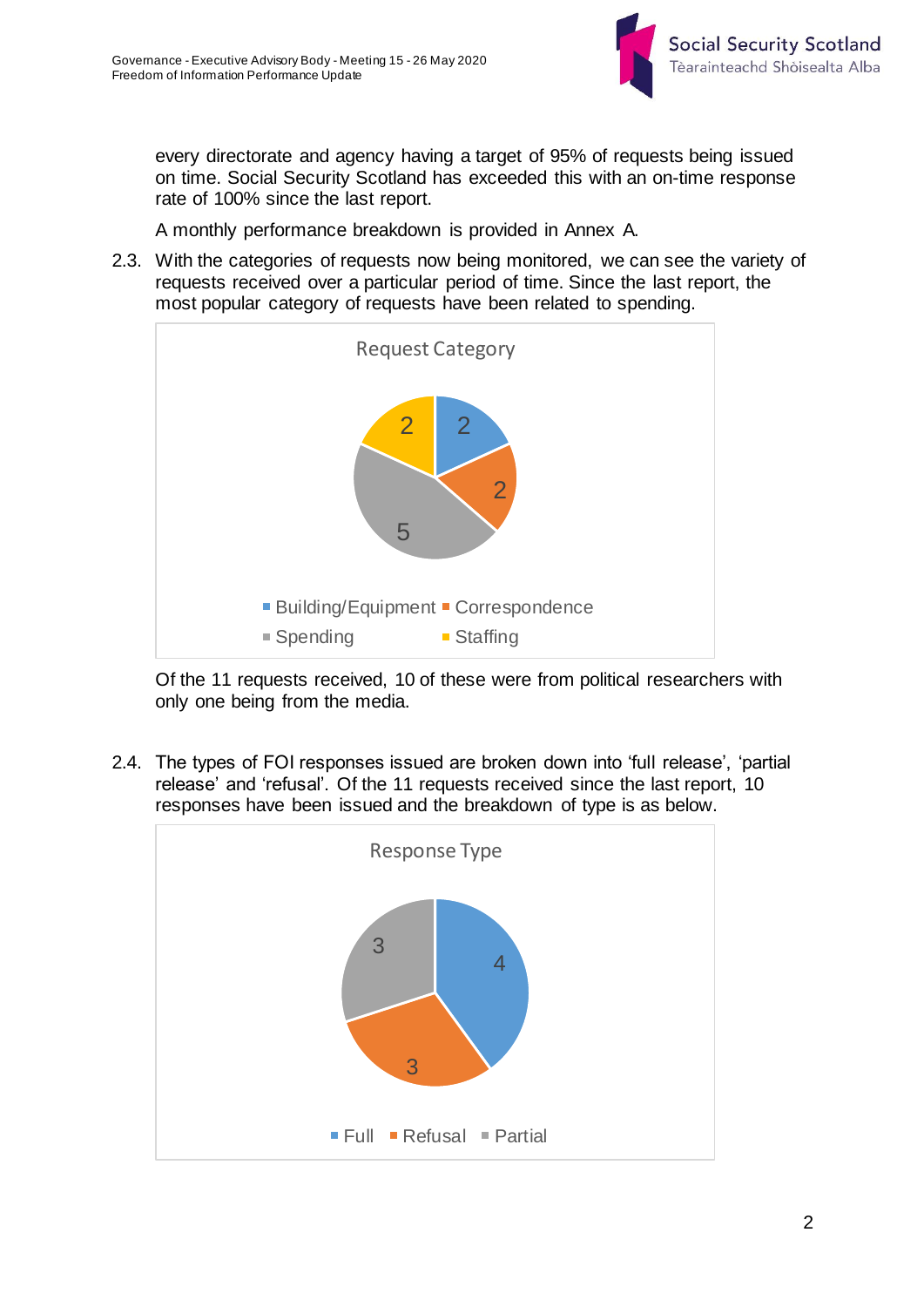every directorate and agency having a target of 95% of requests being issued on time. Social Security Scotland has exceeded this with an on-time response rate of 100% since the last report.

A monthly performance breakdown is provided in Annex A.

2.3. With the categories of requests now being monitored, we can see the variety of requests received over a particular period of time. Since the last report, the most popular category of requests have been related to spending.

Request Category

2
2
2
5

Building/Equipment
Correspondence
Spending
Staffing

Of the 11 requests received, 10 of these were from political researchers with only one being from the media.

2.4. The types of FOI responses issued are broken down into 'full release', 'partial release' and 'refusal'. Of the 11 requests received since the last report, 10 responses have been issued and the breakdown of type is as below.

Response Type

4
3
3

Full
Refusal
Partial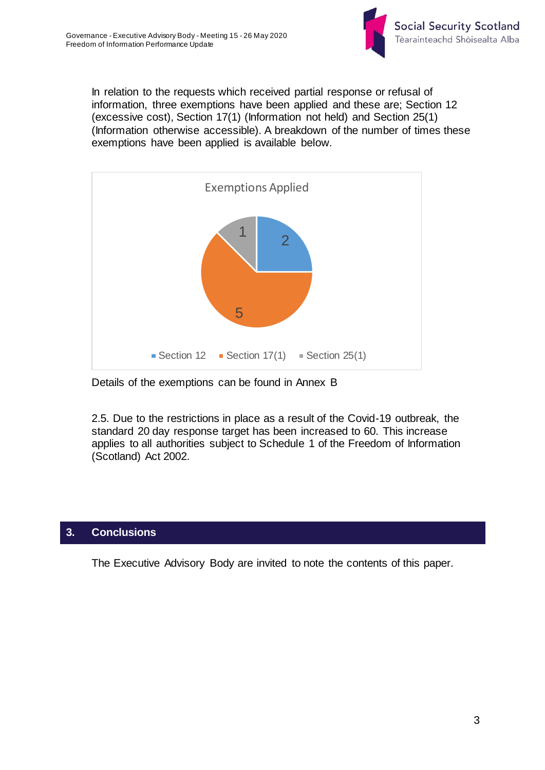In relation to the requests which received partial response or refusal of information, three exemptions have been applied and these are; Section 12 (excessive cost), Section 17(1) (Information not held) and Section 25(1) (Information otherwise accessible). A breakdown of the number of times these exemptions have been applied is available below.

Exemptions Applied

2

5

1

Section 12
Section 17(1)
Section 25(1)

Details of the exemptions can be found in Annex B

2.5. Due to the restrictions in place as a result of the Covid-19 outbreak, the standard 20 day response target has been increased to 60. This increase applies to all authorities subject to Schedule 1 of the Freedom of Information (Scotland) Act 2002.

## 3. Conclusions

The Executive Advisory Body are invited to note the contents of this paper.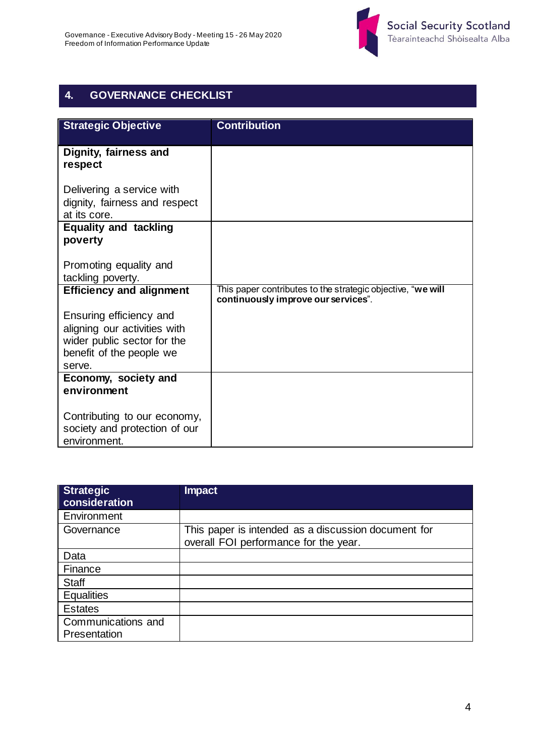## 4. GOVERNANCE CHECKLIST

| Strategic Objective | Contribution |
|---|---|
| **Dignity, fairness and respect**<br><br>Delivering a service with dignity, fairness and respect at its core. | |
| **Equality and tackling poverty**<br><br>Promoting equality and tackling poverty. | |
| **Efficiency and alignment**<br><br>Ensuring efficiency and aligning our activities with wider public sector for the benefit of the people we serve. | This paper contributes to the strategic objective, "**we will continuously improve our services**". |
| **Economy, society and environment**<br><br>Contributing to our economy, society and protection of our environment. | |

| Strategic consideration | Impact |
|---|---|
| Environment | |
| Governance | This paper is intended as a discussion document for overall FOI performance for the year. |
| Data | |
| Finance | |
| Staff | |
| Equalities | |
| Estates | |
| Communications and Presentation | |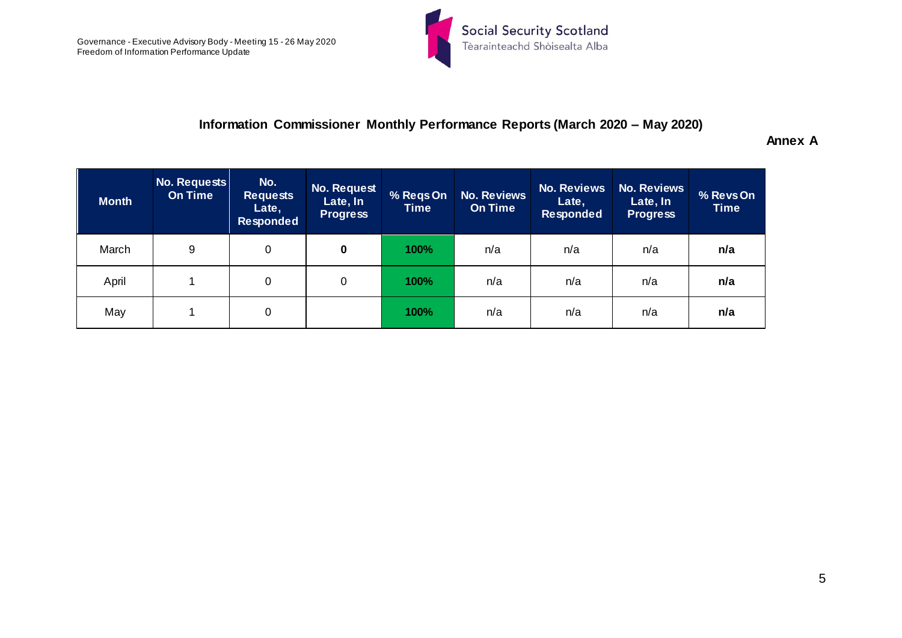Governance - Executive Advisory Body - Meeting 15 - 26 May 2020
Freedom of Information Performance Update

Social Security Scotland
Tèarainteachd Shòisealta Alba

## Information Commissioner Monthly Performance Reports (March 2020 – May 2020)

**Annex A**

| Month | No. Requests On Time | No. Requests Late, Responded | No. Request Late, In Progress | % Reqs On Time | No. Reviews On Time | No. Reviews Late, Responded | No. Reviews Late, In Progress | % Revs On Time |
|---|---|---|---|---|---|---|---|---|
| March | 9 | 0 | **0** | **100%** | n/a | n/a | n/a | **n/a** |
| April | 1 | 0 | 0 | **100%** | n/a | n/a | n/a | **n/a** |
| May | 1 | 0 | | **100%** | n/a | n/a | n/a | **n/a** |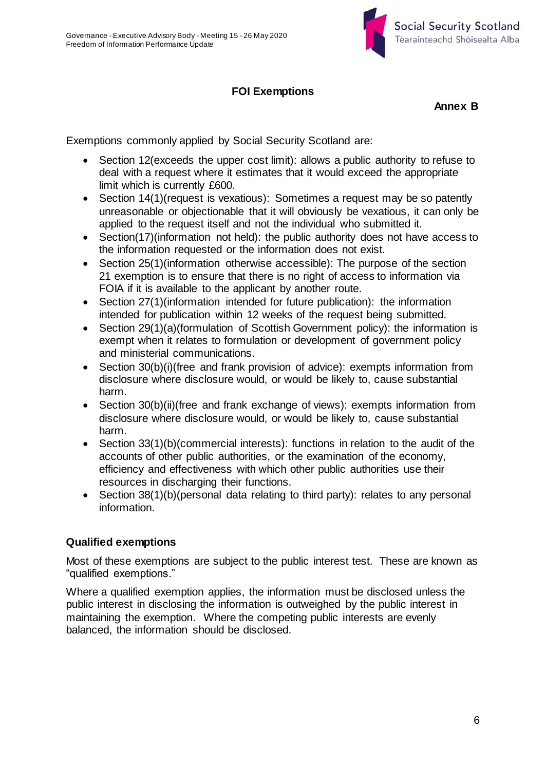## FOI Exemptions

**Annex B**

Exemptions commonly applied by Social Security Scotland are:

- Section 12(exceeds the upper cost limit): allows a public authority to refuse to deal with a request where it estimates that it would exceed the appropriate limit which is currently £600.
- Section 14(1)(request is vexatious): Sometimes a request may be so patently unreasonable or objectionable that it will obviously be vexatious, it can only be applied to the request itself and not the individual who submitted it.
- Section(17)(information not held): the public authority does not have access to the information requested or the information does not exist.
- Section 25(1)(information otherwise accessible): The purpose of the section 21 exemption is to ensure that there is no right of access to information via FOIA if it is available to the applicant by another route.
- Section 27(1)(information intended for future publication): the information intended for publication within 12 weeks of the request being submitted.
- Section 29(1)(a)(formulation of Scottish Government policy): the information is exempt when it relates to formulation or development of government policy and ministerial communications.
- Section 30(b)(i)(free and frank provision of advice): exempts information from disclosure where disclosure would, or would be likely to, cause substantial harm.
- Section 30(b)(ii)(free and frank exchange of views): exempts information from disclosure where disclosure would, or would be likely to, cause substantial harm.
- Section 33(1)(b)(commercial interests): functions in relation to the audit of the accounts of other public authorities, or the examination of the economy, efficiency and effectiveness with which other public authorities use their resources in discharging their functions.
- Section 38(1)(b)(personal data relating to third party): relates to any personal information.

### Qualified exemptions

Most of these exemptions are subject to the public interest test. These are known as "qualified exemptions."

Where a qualified exemption applies, the information must be disclosed unless the public interest in disclosing the information is outweighed by the public interest in maintaining the exemption. Where the competing public interests are evenly balanced, the information should be disclosed.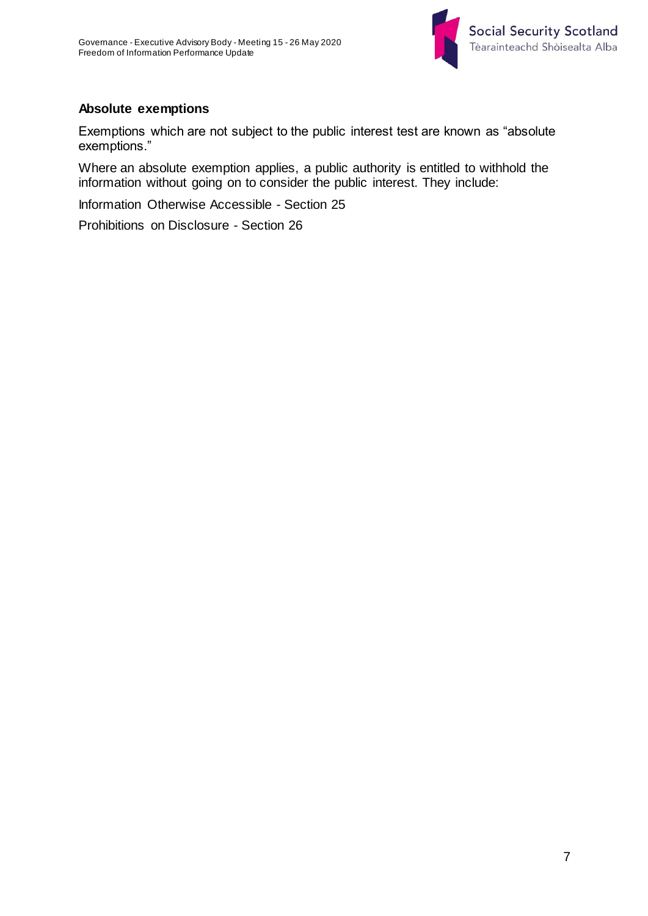### Absolute exemptions

Exemptions which are not subject to the public interest test are known as "absolute exemptions."

Where an absolute exemption applies, a public authority is entitled to withhold the information without going on to consider the public interest. They include:

Information Otherwise Accessible - Section 25

Prohibitions on Disclosure - Section 26